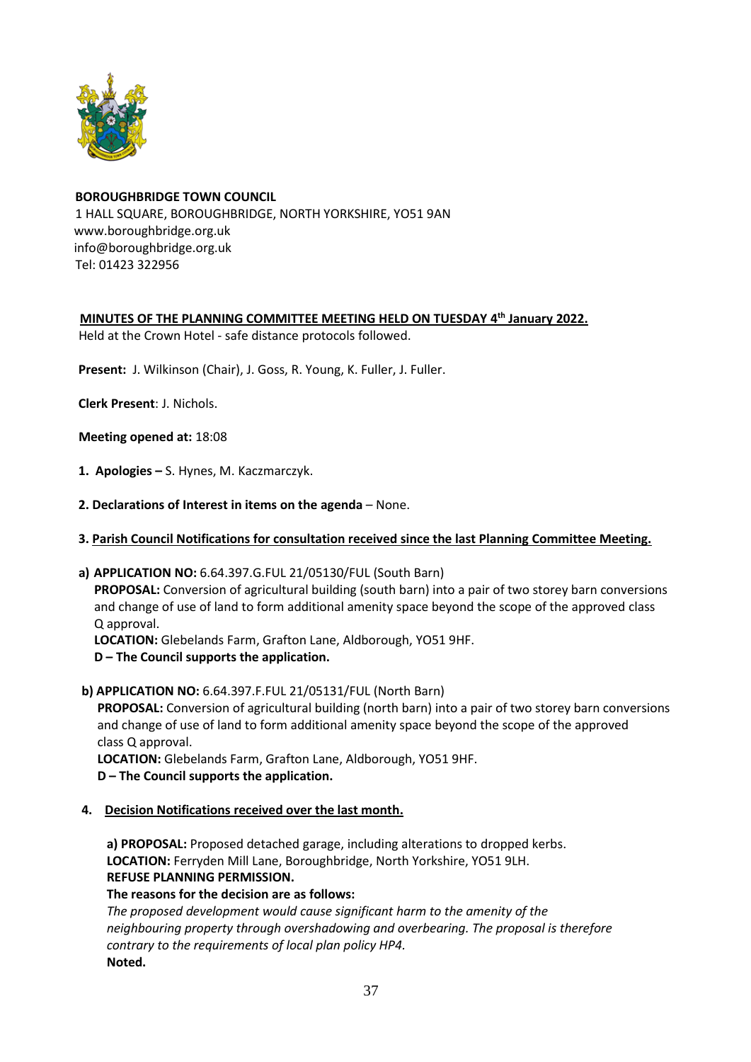**BOROUGHBRIDGE TOWN COUNCIL**
1 HALL SQUARE, BOROUGHBRIDGE, NORTH YORKSHIRE, YO51 9AN
www.boroughbridge.org.uk
info@boroughbridge.org.uk
Tel: 01423 322956

**MINUTES OF THE PLANNING COMMITTEE MEETING HELD ON TUESDAY 4th January 2022.**

Held at the Crown Hotel - safe distance protocols followed.

**Present:** J. Wilkinson (Chair), J. Goss, R. Young, K. Fuller, J. Fuller.

**Clerk Present**: J. Nichols.

**Meeting opened at:** 18:08

**1. Apologies –** S. Hynes, M. Kaczmarczyk.

**2. Declarations of Interest in items on the agenda** – None.

**3. Parish Council Notifications for consultation received since the last Planning Committee Meeting.**

**a) APPLICATION NO:** 6.64.397.G.FUL 21/05130/FUL (South Barn)
**PROPOSAL:** Conversion of agricultural building (south barn) into a pair of two storey barn conversions and change of use of land to form additional amenity space beyond the scope of the approved class Q approval.
**LOCATION:** Glebelands Farm, Grafton Lane, Aldborough, YO51 9HF.
**D – The Council supports the application.**

**b) APPLICATION NO:** 6.64.397.F.FUL 21/05131/FUL (North Barn)
**PROPOSAL:** Conversion of agricultural building (north barn) into a pair of two storey barn conversions and change of use of land to form additional amenity space beyond the scope of the approved class Q approval.
**LOCATION:** Glebelands Farm, Grafton Lane, Aldborough, YO51 9HF.
**D – The Council supports the application.**

**4. Decision Notifications received over the last month.**

**a) PROPOSAL:** Proposed detached garage, including alterations to dropped kerbs.
**LOCATION:** Ferryden Mill Lane, Boroughbridge, North Yorkshire, YO51 9LH.
**REFUSE PLANNING PERMISSION.**
**The reasons for the decision are as follows:**
*The proposed development would cause significant harm to the amenity of the neighbouring property through overshadowing and overbearing. The proposal is therefore contrary to the requirements of local plan policy HP4.*
**Noted.**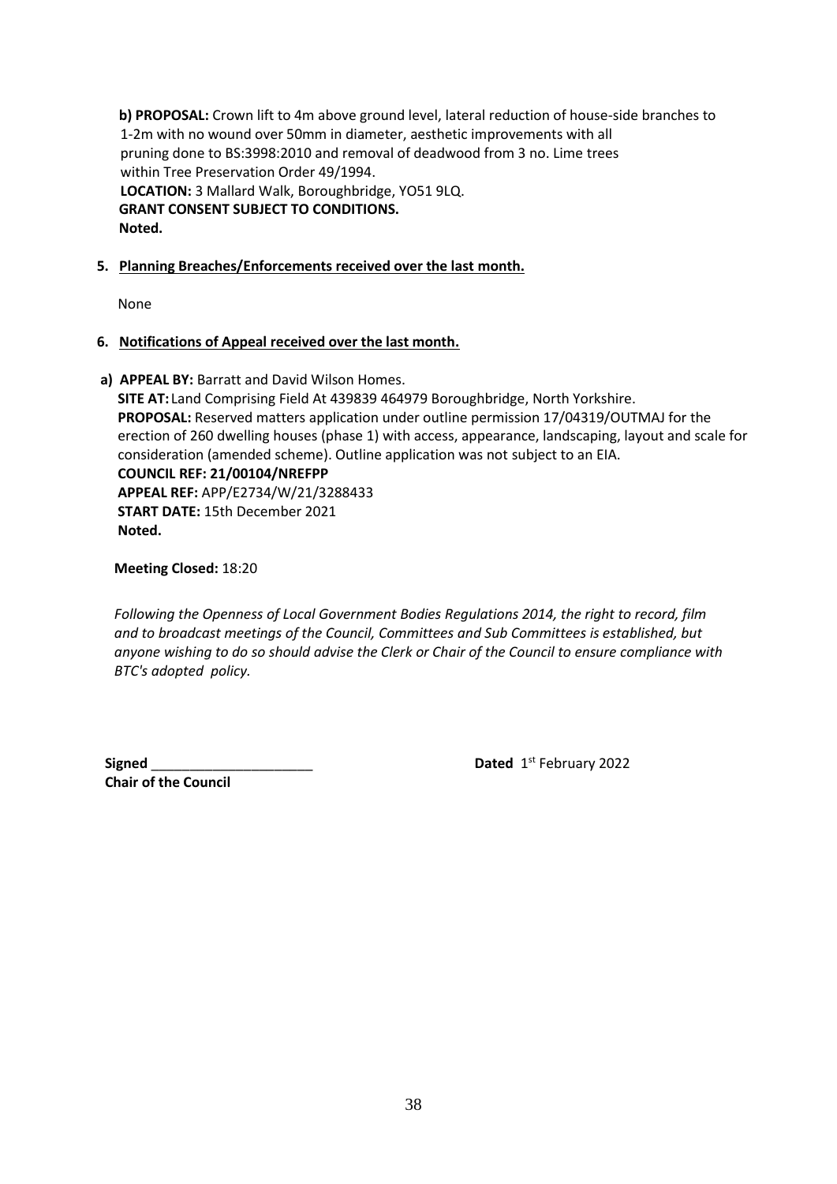**b) PROPOSAL:** Crown lift to 4m above ground level, lateral reduction of house-side branches to 1-2m with no wound over 50mm in diameter, aesthetic improvements with all pruning done to BS:3998:2010 and removal of deadwood from 3 no. Lime trees within Tree Preservation Order 49/1994.
**LOCATION:** 3 Mallard Walk, Boroughbridge, YO51 9LQ.
**GRANT CONSENT SUBJECT TO CONDITIONS.**
**Noted.**

**5. Planning Breaches/Enforcements received over the last month.**

None

**6. Notifications of Appeal received over the last month.**

**a) APPEAL BY:** Barratt and David Wilson Homes.
**SITE AT:** Land Comprising Field At 439839 464979 Boroughbridge, North Yorkshire.
**PROPOSAL:** Reserved matters application under outline permission 17/04319/OUTMAJ for the erection of 260 dwelling houses (phase 1) with access, appearance, landscaping, layout and scale for consideration (amended scheme). Outline application was not subject to an EIA.
**COUNCIL REF: 21/00104/NREFPP**
**APPEAL REF:** APP/E2734/W/21/3288433
**START DATE:** 15th December 2021
**Noted.**

**Meeting Closed:** 18:20

*Following the Openness of Local Government Bodies Regulations 2014, the right to record, film and to broadcast meetings of the Council, Committees and Sub Committees is established, but anyone wishing to do so should advise the Clerk or Chair of the Council to ensure compliance with BTC's adopted policy.*

**Signed** ____________________ **Dated** 1st February 2022
**Chair of the Council**